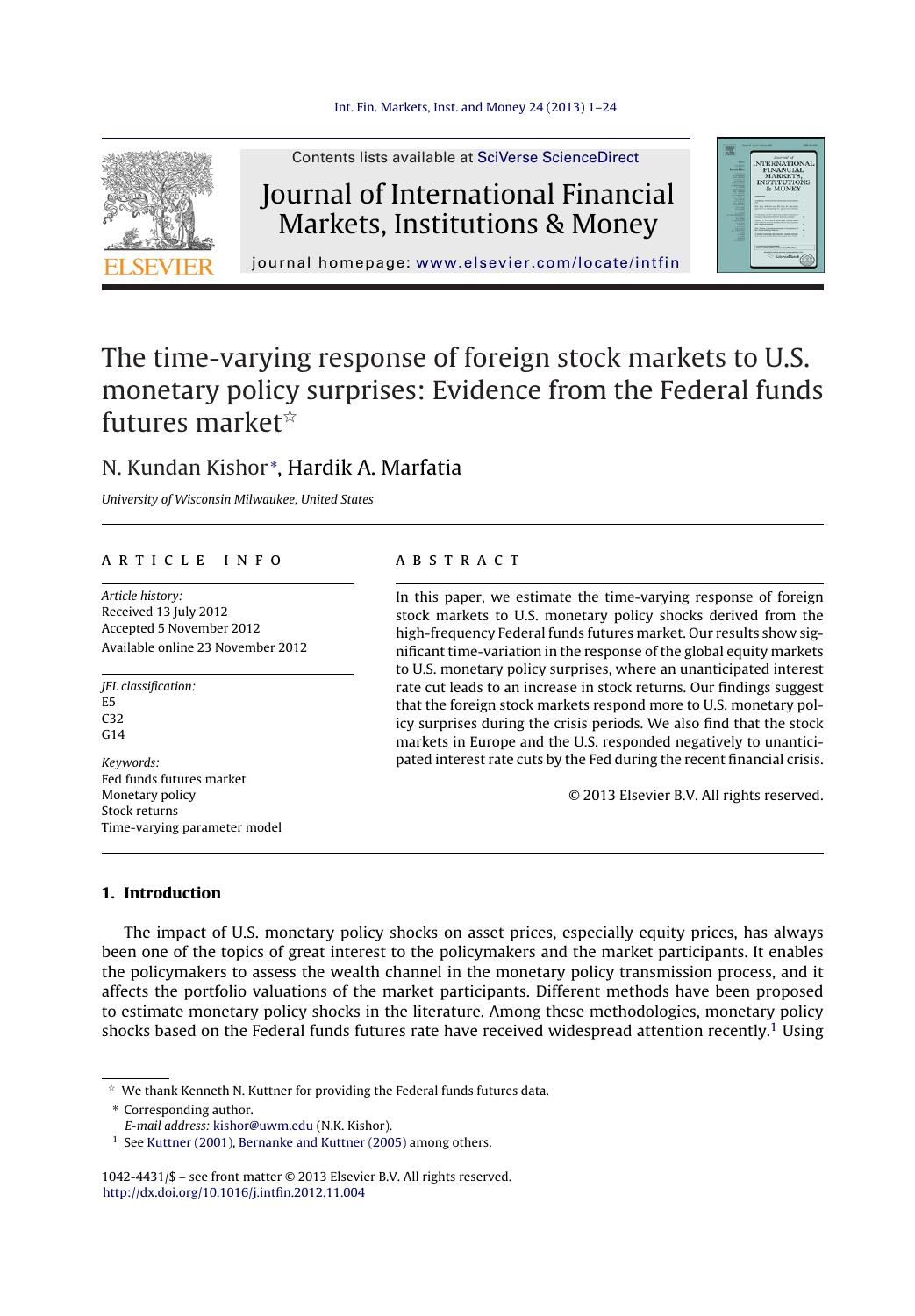Contents lists available at SciVerse ScienceDirect

# Journal of International Financial Markets, Institutions & Money

journal homepage: www.elsevier.com/locate/intfin

# The time-varying response of foreign stock markets to U.S. monetary policy surprises: Evidence from the Federal funds futures market[☆]

N. Kundan Kishor[*], Hardik A. Marfatia

*University of Wisconsin Milwaukee, United States*

## ARTICLE INFO

*Article history:*
Received 13 July 2012
Accepted 5 November 2012
Available online 23 November 2012

*JEL classification:*
E5
C32
G14

*Keywords:*
Fed funds futures market
Monetary policy
Stock returns
Time-varying parameter model

## ABSTRACT

In this paper, we estimate the time-varying response of foreign stock markets to U.S. monetary policy shocks derived from the high-frequency Federal funds futures market. Our results show significant time-variation in the response of the global equity markets to U.S. monetary policy surprises, where an unanticipated interest rate cut leads to an increase in stock returns. Our findings suggest that the foreign stock markets respond more to U.S. monetary policy surprises during the crisis periods. We also find that the stock markets in Europe and the U.S. responded negatively to unanticipated interest rate cuts by the Fed during the recent financial crisis.

© 2013 Elsevier B.V. All rights reserved.

## 1. Introduction

The impact of U.S. monetary policy shocks on asset prices, especially equity prices, has always been one of the topics of great interest to the policymakers and the market participants. It enables the policymakers to assess the wealth channel in the monetary policy transmission process, and it affects the portfolio valuations of the market participants. Different methods have been proposed to estimate monetary policy shocks in the literature. Among these methodologies, monetary policy shocks based on the Federal funds futures rate have received widespread attention recently.[1] Using

☆ We thank Kenneth N. Kuttner for providing the Federal funds futures data.

\* Corresponding author.
*E-mail address:* kishor@uwm.edu (N.K. Kishor).

[1] See Kuttner (2001), Bernanke and Kuttner (2005) among others.

1042-4431/$ – see front matter © 2013 Elsevier B.V. All rights reserved.
http://dx.doi.org/10.1016/j.intfin.2012.11.004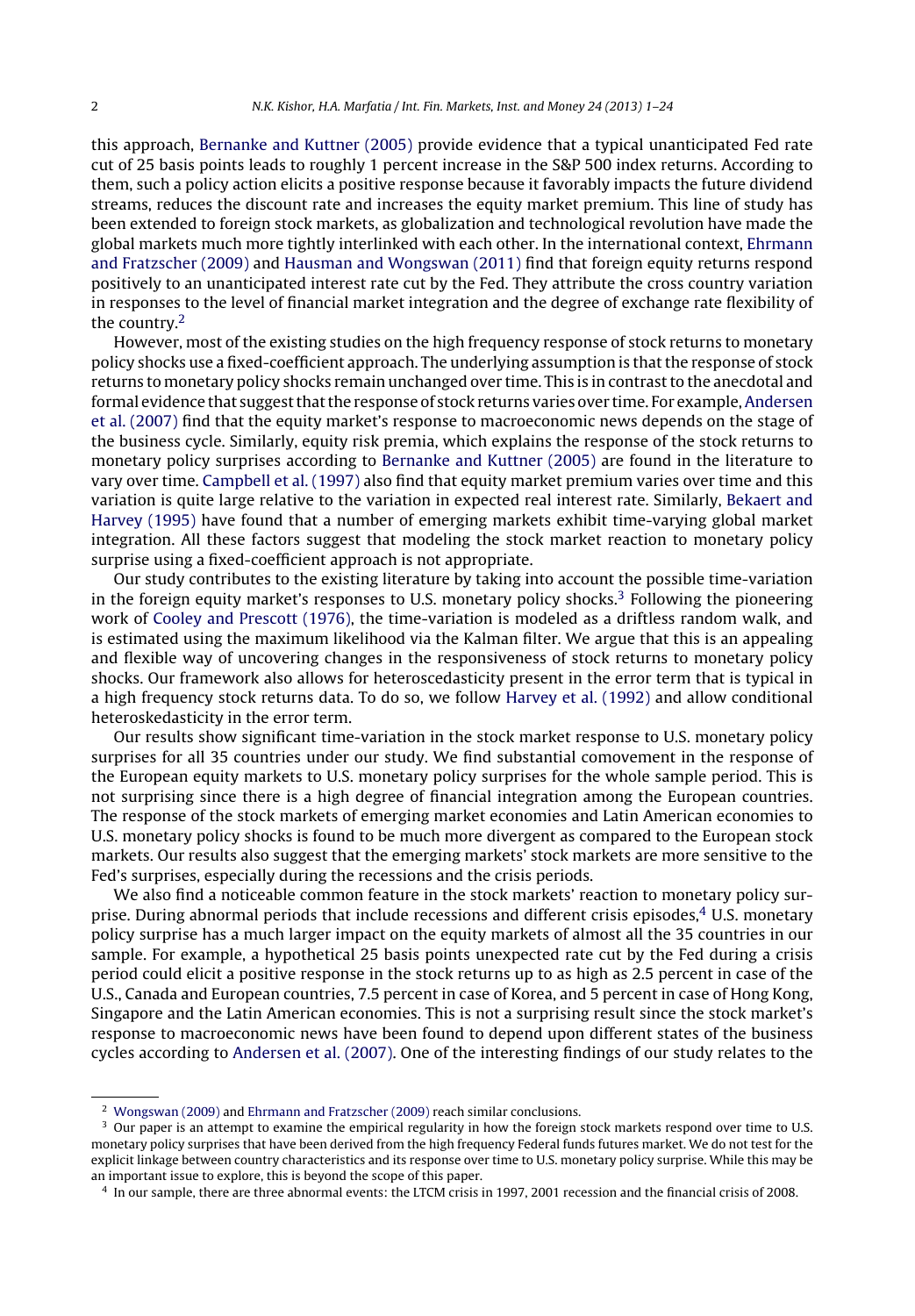this approach, Bernanke and Kuttner (2005) provide evidence that a typical unanticipated Fed rate cut of 25 basis points leads to roughly 1 percent increase in the S&P 500 index returns. According to them, such a policy action elicits a positive response because it favorably impacts the future dividend streams, reduces the discount rate and increases the equity market premium. This line of study has been extended to foreign stock markets, as globalization and technological revolution have made the global markets much more tightly interlinked with each other. In the international context, Ehrmann and Fratzscher (2009) and Hausman and Wongswan (2011) find that foreign equity returns respond positively to an unanticipated interest rate cut by the Fed. They attribute the cross country variation in responses to the level of financial market integration and the degree of exchange rate flexibility of the country.[2]

However, most of the existing studies on the high frequency response of stock returns to monetary policy shocks use a fixed-coefficient approach. The underlying assumption is that the response of stock returns to monetary policy shocks remain unchanged over time. This is in contrast to the anecdotal and formal evidence that suggest that the response of stock returns varies over time. For example, Andersen et al. (2007) find that the equity market's response to macroeconomic news depends on the stage of the business cycle. Similarly, equity risk premia, which explains the response of the stock returns to monetary policy surprises according to Bernanke and Kuttner (2005) are found in the literature to vary over time. Campbell et al. (1997) also find that equity market premium varies over time and this variation is quite large relative to the variation in expected real interest rate. Similarly, Bekaert and Harvey (1995) have found that a number of emerging markets exhibit time-varying global market integration. All these factors suggest that modeling the stock market reaction to monetary policy surprise using a fixed-coefficient approach is not appropriate.

Our study contributes to the existing literature by taking into account the possible time-variation in the foreign equity market's responses to U.S. monetary policy shocks.[3] Following the pioneering work of Cooley and Prescott (1976), the time-variation is modeled as a driftless random walk, and is estimated using the maximum likelihood via the Kalman filter. We argue that this is an appealing and flexible way of uncovering changes in the responsiveness of stock returns to monetary policy shocks. Our framework also allows for heteroscedasticity present in the error term that is typical in a high frequency stock returns data. To do so, we follow Harvey et al. (1992) and allow conditional heteroskedasticity in the error term.

Our results show significant time-variation in the stock market response to U.S. monetary policy surprises for all 35 countries under our study. We find substantial comovement in the response of the European equity markets to U.S. monetary policy surprises for the whole sample period. This is not surprising since there is a high degree of financial integration among the European countries. The response of the stock markets of emerging market economies and Latin American economies to U.S. monetary policy shocks is found to be much more divergent as compared to the European stock markets. Our results also suggest that the emerging markets' stock markets are more sensitive to the Fed's surprises, especially during the recessions and the crisis periods.

We also find a noticeable common feature in the stock markets' reaction to monetary policy surprise. During abnormal periods that include recessions and different crisis episodes,[4] U.S. monetary policy surprise has a much larger impact on the equity markets of almost all the 35 countries in our sample. For example, a hypothetical 25 basis points unexpected rate cut by the Fed during a crisis period could elicit a positive response in the stock returns up to as high as 2.5 percent in case of the U.S., Canada and European countries, 7.5 percent in case of Korea, and 5 percent in case of Hong Kong, Singapore and the Latin American economies. This is not a surprising result since the stock market's response to macroeconomic news have been found to depend upon different states of the business cycles according to Andersen et al. (2007). One of the interesting findings of our study relates to the

---

[2] Wongswan (2009) and Ehrmann and Fratzscher (2009) reach similar conclusions.

[3] Our paper is an attempt to examine the empirical regularity in how the foreign stock markets respond over time to U.S. monetary policy surprises that have been derived from the high frequency Federal funds futures market. We do not test for the explicit linkage between country characteristics and its response over time to U.S. monetary policy surprise. While this may be an important issue to explore, this is beyond the scope of this paper.

[4] In our sample, there are three abnormal events: the LTCM crisis in 1997, 2001 recession and the financial crisis of 2008.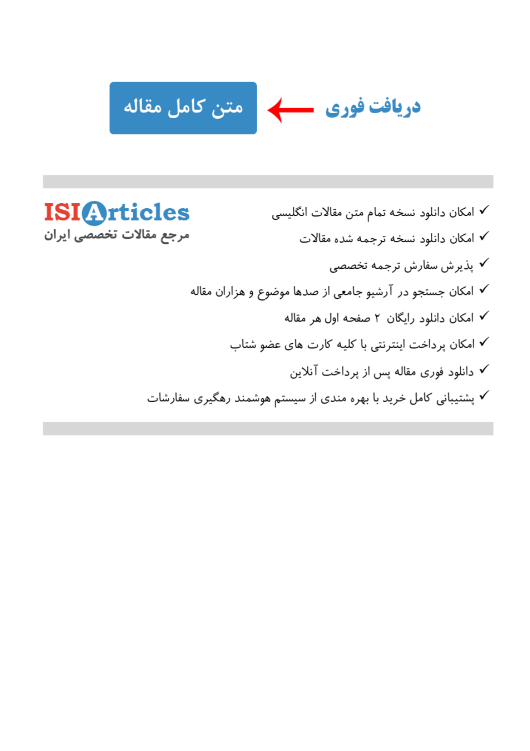**دریافت فوری** ← **متن کامل مقاله**

---

**ISIArticles**
مرجع مقالات تخصصی ایران

- ✓ امکان دانلود نسخه تمام متن مقالات انگلیسی
- ✓ امکان دانلود نسخه ترجمه شده مقالات
- ✓ پذیرش سفارش ترجمه تخصصی
- ✓ امکان جستجو در آرشیو جامعی از صدها موضوع و هزاران مقاله
- ✓ امکان دانلود رایگان ۲ صفحه اول هر مقاله
- ✓ امکان پرداخت اینترنتی با کلیه کارت های عضو شتاب
- ✓ دانلود فوری مقاله پس از پرداخت آنلاین
- ✓ پشتیبانی کامل خرید با بهره مندی از سیستم هوشمند رهگیری سفارشات

---